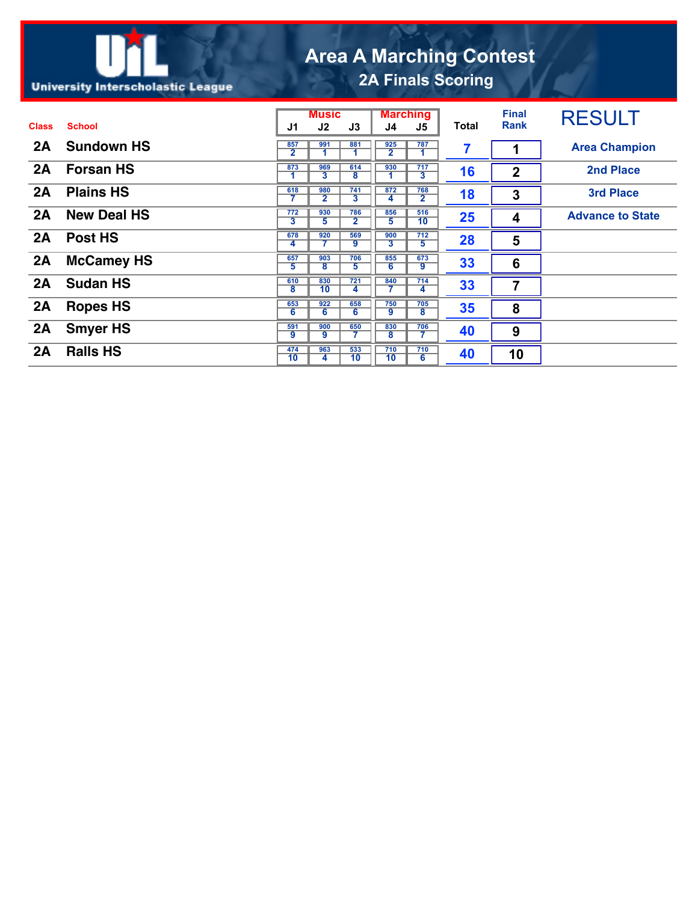University Interscholastic League

# Area A Marching Contest

## 2A Finals Scoring

| Class | School | Music J1 | Music J2 | Music J3 | Marching J4 | Marching J5 | Total | Final Rank | RESULT |
|---|---|---|---|---|---|---|---|---|---|
| 2A | Sundown HS | 857 / 2 | 991 / 1 | 881 / 1 | 925 / 2 | 787 / 1 | 7 | 1 | Area Champion |
| 2A | Forsan HS | 873 / 1 | 969 / 3 | 614 / 8 | 930 / 1 | 717 / 3 | 16 | 2 | 2nd Place |
| 2A | Plains HS | 618 / 7 | 980 / 2 | 741 / 3 | 872 / 4 | 768 / 2 | 18 | 3 | 3rd Place |
| 2A | New Deal HS | 772 / 3 | 930 / 5 | 786 / 2 | 856 / 5 | 516 / 10 | 25 | 4 | Advance to State |
| 2A | Post HS | 678 / 4 | 920 / 7 | 569 / 9 | 900 / 3 | 712 / 5 | 28 | 5 | |
| 2A | McCamey HS | 657 / 5 | 903 / 8 | 706 / 5 | 855 / 6 | 673 / 9 | 33 | 6 | |
| 2A | Sudan HS | 610 / 8 | 830 / 10 | 721 / 4 | 840 / 7 | 714 / 4 | 33 | 7 | |
| 2A | Ropes HS | 653 / 6 | 922 / 6 | 658 / 6 | 750 / 9 | 705 / 8 | 35 | 8 | |
| 2A | Smyer HS | 591 / 9 | 900 / 9 | 650 / 7 | 830 / 8 | 706 / 7 | 40 | 9 | |
| 2A | Ralls HS | 474 / 10 | 963 / 4 | 533 / 10 | 710 / 10 | 710 / 6 | 40 | 10 | |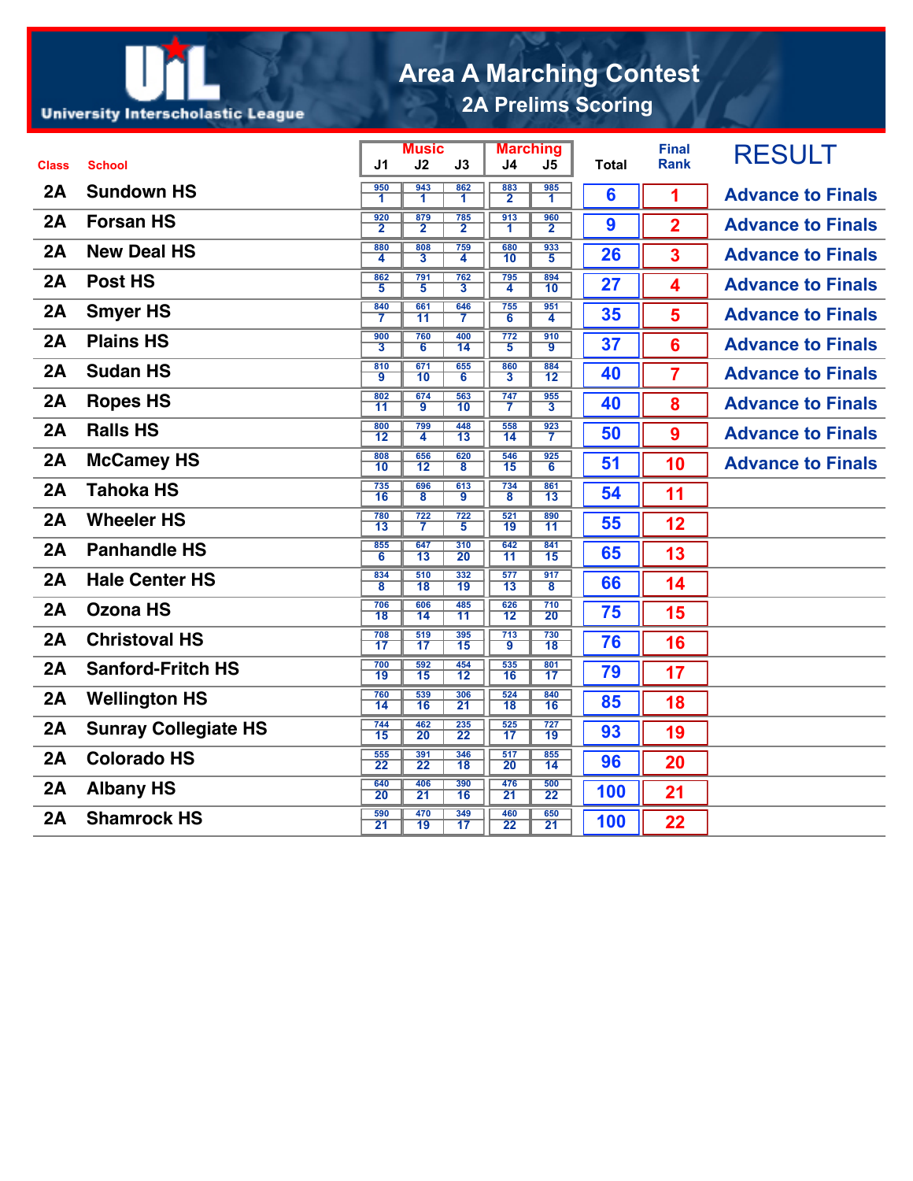# Area A Marching Contest

## 2A Prelims Scoring

University Interscholastic League

| Class | School | Music J1 | Music J2 | Music J3 | Marching J4 | Marching J5 | Total | Final Rank | RESULT |
|---|---|---|---|---|---|---|---|---|---|
| 2A | Sundown HS | 950 / 1 | 943 / 1 | 862 / 1 | 883 / 2 | 985 / 1 | 6 | 1 | Advance to Finals |
| 2A | Forsan HS | 920 / 2 | 879 / 2 | 785 / 2 | 913 / 1 | 960 / 2 | 9 | 2 | Advance to Finals |
| 2A | New Deal HS | 880 / 4 | 808 / 3 | 759 / 4 | 680 / 10 | 933 / 5 | 26 | 3 | Advance to Finals |
| 2A | Post HS | 862 / 5 | 791 / 5 | 762 / 3 | 795 / 4 | 894 / 10 | 27 | 4 | Advance to Finals |
| 2A | Smyer HS | 840 / 7 | 661 / 11 | 646 / 7 | 755 / 6 | 951 / 4 | 35 | 5 | Advance to Finals |
| 2A | Plains HS | 900 / 3 | 760 / 6 | 400 / 14 | 772 / 5 | 910 / 9 | 37 | 6 | Advance to Finals |
| 2A | Sudan HS | 810 / 9 | 671 / 10 | 655 / 6 | 860 / 3 | 884 / 12 | 40 | 7 | Advance to Finals |
| 2A | Ropes HS | 802 / 11 | 674 / 9 | 563 / 10 | 747 / 7 | 955 / 3 | 40 | 8 | Advance to Finals |
| 2A | Ralls HS | 800 / 12 | 799 / 4 | 448 / 13 | 558 / 14 | 923 / 7 | 50 | 9 | Advance to Finals |
| 2A | McCamey HS | 808 / 10 | 656 / 12 | 620 / 8 | 546 / 15 | 925 / 6 | 51 | 10 | Advance to Finals |
| 2A | Tahoka HS | 735 / 16 | 696 / 8 | 613 / 9 | 734 / 8 | 861 / 13 | 54 | 11 | |
| 2A | Wheeler HS | 780 / 13 | 722 / 7 | 722 / 5 | 521 / 19 | 890 / 11 | 55 | 12 | |
| 2A | Panhandle HS | 855 / 6 | 647 / 13 | 310 / 20 | 642 / 11 | 841 / 15 | 65 | 13 | |
| 2A | Hale Center HS | 834 / 8 | 510 / 18 | 332 / 19 | 577 / 13 | 917 / 8 | 66 | 14 | |
| 2A | Ozona HS | 706 / 18 | 606 / 14 | 485 / 11 | 626 / 12 | 710 / 20 | 75 | 15 | |
| 2A | Christoval HS | 708 / 17 | 519 / 17 | 395 / 15 | 713 / 9 | 730 / 18 | 76 | 16 | |
| 2A | Sanford-Fritch HS | 700 / 19 | 592 / 15 | 454 / 12 | 535 / 16 | 801 / 17 | 79 | 17 | |
| 2A | Wellington HS | 760 / 14 | 539 / 16 | 306 / 21 | 524 / 18 | 840 / 16 | 85 | 18 | |
| 2A | Sunray Collegiate HS | 744 / 15 | 462 / 20 | 235 / 22 | 525 / 17 | 727 / 19 | 93 | 19 | |
| 2A | Colorado HS | 555 / 22 | 391 / 22 | 346 / 18 | 517 / 20 | 855 / 14 | 96 | 20 | |
| 2A | Albany HS | 640 / 20 | 406 / 21 | 390 / 16 | 476 / 21 | 500 / 22 | 100 | 21 | |
| 2A | Shamrock HS | 590 / 21 | 470 / 19 | 349 / 17 | 460 / 22 | 650 / 21 | 100 | 22 | |